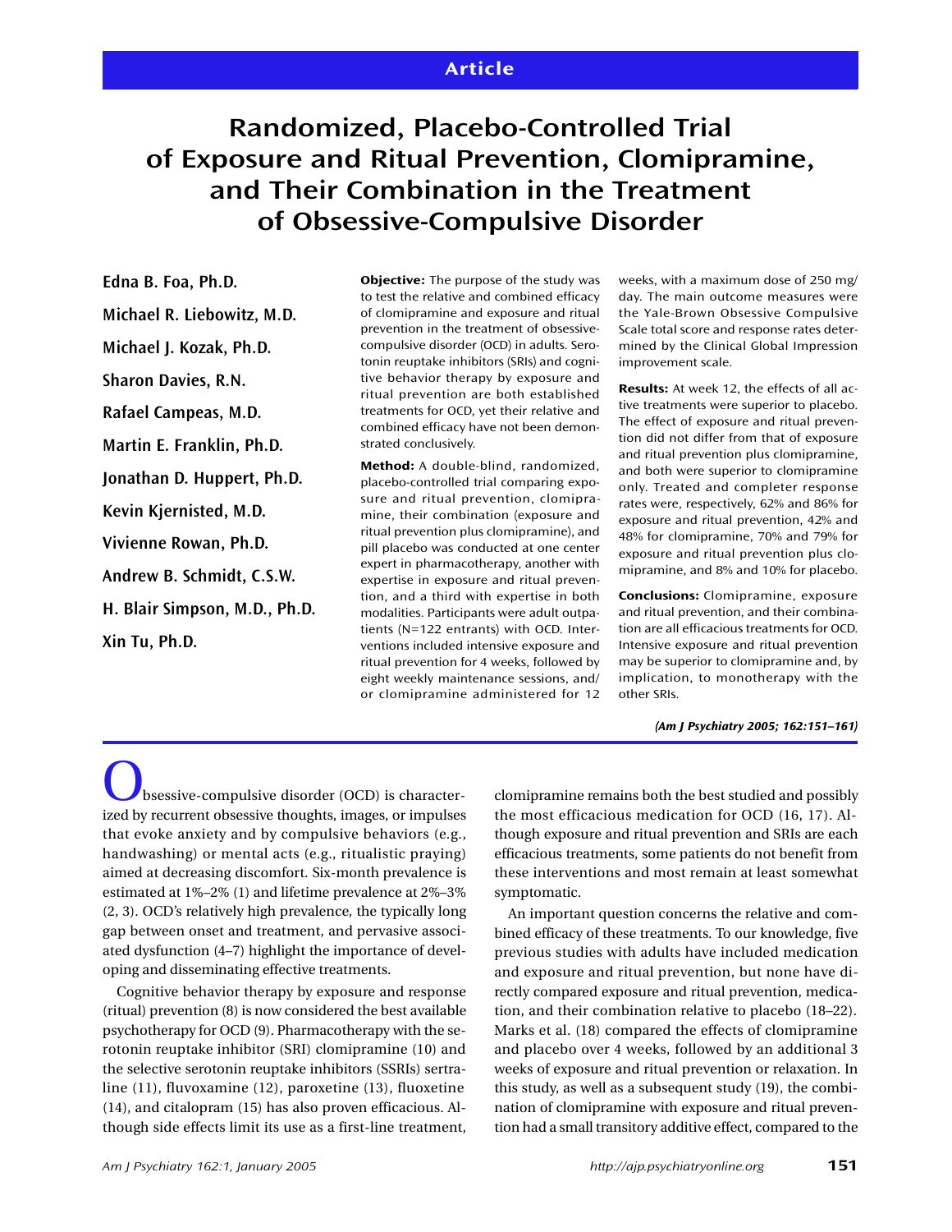Article

# Randomized, Placebo-Controlled Trial of Exposure and Ritual Prevention, Clomipramine, and Their Combination in the Treatment of Obsessive-Compulsive Disorder

**Edna B. Foa, Ph.D.**

**Michael R. Liebowitz, M.D.**

**Michael J. Kozak, Ph.D.**

**Sharon Davies, R.N.**

**Rafael Campeas, M.D.**

**Martin E. Franklin, Ph.D.**

**Jonathan D. Huppert, Ph.D.**

**Kevin Kjernisted, M.D.**

**Vivienne Rowan, Ph.D.**

**Andrew B. Schmidt, C.S.W.**

**H. Blair Simpson, M.D., Ph.D.**

**Xin Tu, Ph.D.**

**Objective:** The purpose of the study was to test the relative and combined efficacy of clomipramine and exposure and ritual prevention in the treatment of obsessive-compulsive disorder (OCD) in adults. Serotonin reuptake inhibitors (SRIs) and cognitive behavior therapy by exposure and ritual prevention are both established treatments for OCD, yet their relative and combined efficacy have not been demonstrated conclusively.

**Method:** A double-blind, randomized, placebo-controlled trial comparing exposure and ritual prevention, clomipramine, their combination (exposure and ritual prevention plus clomipramine), and pill placebo was conducted at one center expert in pharmacotherapy, another with expertise in exposure and ritual prevention, and a third with expertise in both modalities. Participants were adult outpatients (N=122 entrants) with OCD. Interventions included intensive exposure and ritual prevention for 4 weeks, followed by eight weekly maintenance sessions, and/or clomipramine administered for 12 weeks, with a maximum dose of 250 mg/day. The main outcome measures were the Yale-Brown Obsessive Compulsive Scale total score and response rates determined by the Clinical Global Impression improvement scale.

**Results:** At week 12, the effects of all active treatments were superior to placebo. The effect of exposure and ritual prevention did not differ from that of exposure and ritual prevention plus clomipramine, and both were superior to clomipramine only. Treated and completer response rates were, respectively, 62% and 86% for exposure and ritual prevention, 42% and 48% for clomipramine, 70% and 79% for exposure and ritual prevention plus clomipramine, and 8% and 10% for placebo.

**Conclusions:** Clomipramine, exposure and ritual prevention, and their combination are all efficacious treatments for OCD. Intensive exposure and ritual prevention may be superior to clomipramine and, by implication, to monotherapy with the other SRIs.

*(Am J Psychiatry 2005; 162:151–161)*

Obsessive-compulsive disorder (OCD) is characterized by recurrent obsessive thoughts, images, or impulses that evoke anxiety and by compulsive behaviors (e.g., handwashing) or mental acts (e.g., ritualistic praying) aimed at decreasing discomfort. Six-month prevalence is estimated at 1%–2% (1) and lifetime prevalence at 2%–3% (2, 3). OCD's relatively high prevalence, the typically long gap between onset and treatment, and pervasive associated dysfunction (4–7) highlight the importance of developing and disseminating effective treatments.

Cognitive behavior therapy by exposure and response (ritual) prevention (8) is now considered the best available psychotherapy for OCD (9). Pharmacotherapy with the serotonin reuptake inhibitor (SRI) clomipramine (10) and the selective serotonin reuptake inhibitors (SSRIs) sertraline (11), fluvoxamine (12), paroxetine (13), fluoxetine (14), and citalopram (15) has also proven efficacious. Although side effects limit its use as a first-line treatment, clomipramine remains both the best studied and possibly the most efficacious medication for OCD (16, 17). Although exposure and ritual prevention and SRIs are each efficacious treatments, some patients do not benefit from these interventions and most remain at least somewhat symptomatic.

An important question concerns the relative and combined efficacy of these treatments. To our knowledge, five previous studies with adults have included medication and exposure and ritual prevention, but none have directly compared exposure and ritual prevention, medication, and their combination relative to placebo (18–22). Marks et al. (18) compared the effects of clomipramine and placebo over 4 weeks, followed by an additional 3 weeks of exposure and ritual prevention or relaxation. In this study, as well as a subsequent study (19), the combination of clomipramine with exposure and ritual prevention had a small transitory additive effect, compared to the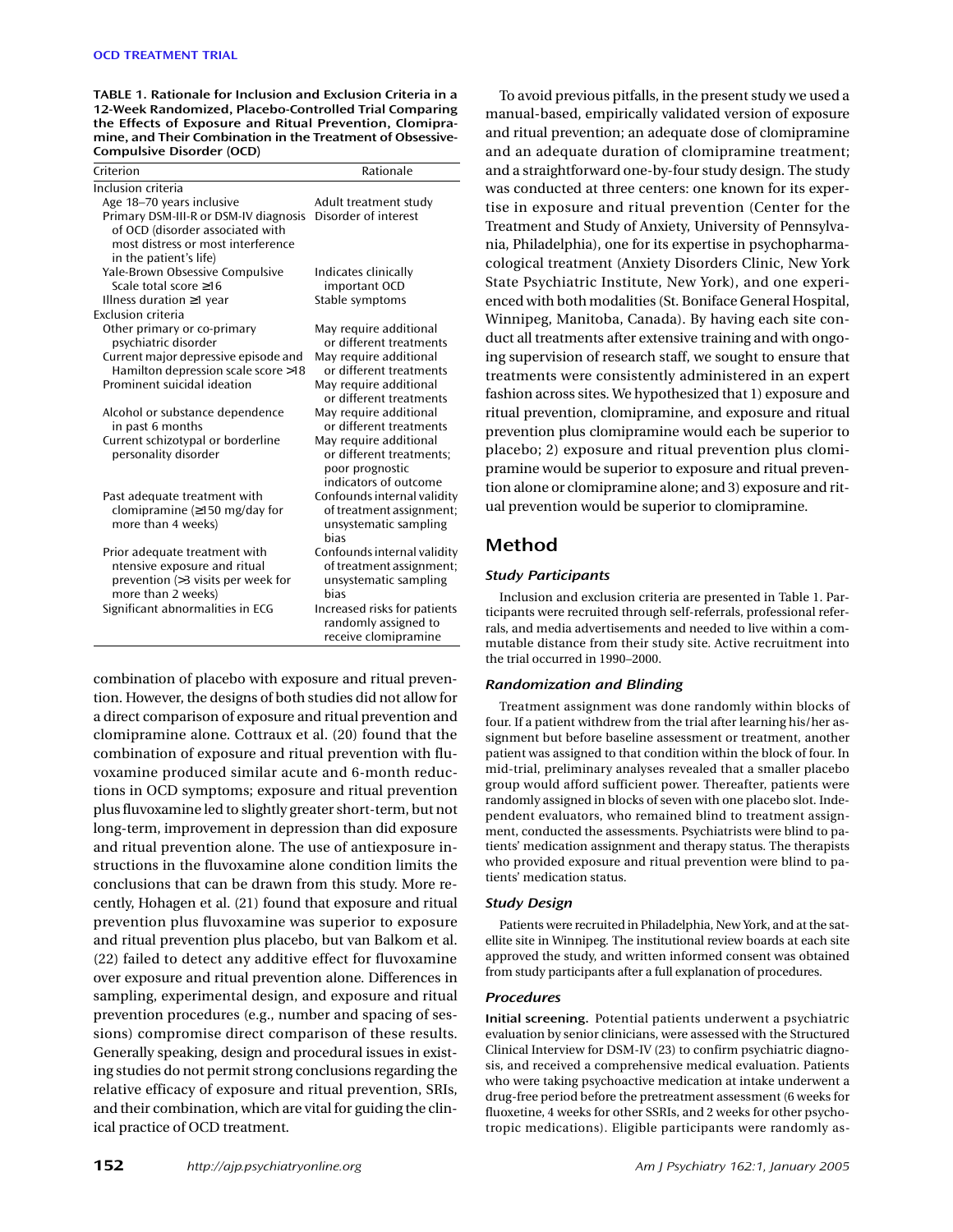**TABLE 1. Rationale for Inclusion and Exclusion Criteria in a 12-Week Randomized, Placebo-Controlled Trial Comparing the Effects of Exposure and Ritual Prevention, Clomipramine, and Their Combination in the Treatment of Obsessive-Compulsive Disorder (OCD)**

| Criterion | Rationale |
|---|---|
| Inclusion criteria | |
| Age 18–70 years inclusive | Adult treatment study |
| Primary DSM-III-R or DSM-IV diagnosis of OCD (disorder associated with most distress or most interference in the patient's life) | Disorder of interest |
| Yale-Brown Obsessive Compulsive Scale total score ≥16 | Indicates clinically important OCD |
| Illness duration ≥1 year | Stable symptoms |
| Exclusion criteria | |
| Other primary or co-primary psychiatric disorder | May require additional or different treatments |
| Current major depressive episode and Hamilton depression scale score >18 | May require additional or different treatments |
| Prominent suicidal ideation | May require additional or different treatments |
| Alcohol or substance dependence in past 6 months | May require additional or different treatments |
| Current schizotypal or borderline personality disorder | May require additional or different treatments; poor prognostic indicators of outcome |
| Past adequate treatment with clomipramine (≥150 mg/day for more than 4 weeks) | Confounds internal validity of treatment assignment; unsystematic sampling bias |
| Prior adequate treatment with ntensive exposure and ritual prevention (>3 visits per week for more than 2 weeks) | Confounds internal validity of treatment assignment; unsystematic sampling bias |
| Significant abnormalities in ECG | Increased risks for patients randomly assigned to receive clomipramine |

combination of placebo with exposure and ritual prevention. However, the designs of both studies did not allow for a direct comparison of exposure and ritual prevention and clomipramine alone. Cottraux et al. (20) found that the combination of exposure and ritual prevention with fluvoxamine produced similar acute and 6-month reductions in OCD symptoms; exposure and ritual prevention plus fluvoxamine led to slightly greater short-term, but not long-term, improvement in depression than did exposure and ritual prevention alone. The use of antiexposure instructions in the fluvoxamine alone condition limits the conclusions that can be drawn from this study. More recently, Hohagen et al. (21) found that exposure and ritual prevention plus fluvoxamine was superior to exposure and ritual prevention plus placebo, but van Balkom et al. (22) failed to detect any additive effect for fluvoxamine over exposure and ritual prevention alone. Differences in sampling, experimental design, and exposure and ritual prevention procedures (e.g., number and spacing of sessions) compromise direct comparison of these results. Generally speaking, design and procedural issues in existing studies do not permit strong conclusions regarding the relative efficacy of exposure and ritual prevention, SRIs, and their combination, which are vital for guiding the clinical practice of OCD treatment.

To avoid previous pitfalls, in the present study we used a manual-based, empirically validated version of exposure and ritual prevention; an adequate dose of clomipramine and an adequate duration of clomipramine treatment; and a straightforward one-by-four study design. The study was conducted at three centers: one known for its expertise in exposure and ritual prevention (Center for the Treatment and Study of Anxiety, University of Pennsylvania, Philadelphia), one for its expertise in psychopharmacological treatment (Anxiety Disorders Clinic, New York State Psychiatric Institute, New York), and one experienced with both modalities (St. Boniface General Hospital, Winnipeg, Manitoba, Canada). By having each site conduct all treatments after extensive training and with ongoing supervision of research staff, we sought to ensure that treatments were consistently administered in an expert fashion across sites. We hypothesized that 1) exposure and ritual prevention, clomipramine, and exposure and ritual prevention plus clomipramine would each be superior to placebo; 2) exposure and ritual prevention plus clomipramine would be superior to exposure and ritual prevention alone or clomipramine alone; and 3) exposure and ritual prevention would be superior to clomipramine.

## Method

### *Study Participants*

Inclusion and exclusion criteria are presented in Table 1. Participants were recruited through self-referrals, professional referrals, and media advertisements and needed to live within a commutable distance from their study site. Active recruitment into the trial occurred in 1990–2000.

### *Randomization and Blinding*

Treatment assignment was done randomly within blocks of four. If a patient withdrew from the trial after learning his/her assignment but before baseline assessment or treatment, another patient was assigned to that condition within the block of four. In mid-trial, preliminary analyses revealed that a smaller placebo group would afford sufficient power. Thereafter, patients were randomly assigned in blocks of seven with one placebo slot. Independent evaluators, who remained blind to treatment assignment, conducted the assessments. Psychiatrists were blind to patients' medication assignment and therapy status. The therapists who provided exposure and ritual prevention were blind to patients' medication status.

### *Study Design*

Patients were recruited in Philadelphia, New York, and at the satellite site in Winnipeg. The institutional review boards at each site approved the study, and written informed consent was obtained from study participants after a full explanation of procedures.

### *Procedures*

**Initial screening.** Potential patients underwent a psychiatric evaluation by senior clinicians, were assessed with the Structured Clinical Interview for DSM-IV (23) to confirm psychiatric diagnosis, and received a comprehensive medical evaluation. Patients who were taking psychoactive medication at intake underwent a drug-free period before the pretreatment assessment (6 weeks for fluoxetine, 4 weeks for other SSRIs, and 2 weeks for other psychotropic medications). Eligible participants were randomly as-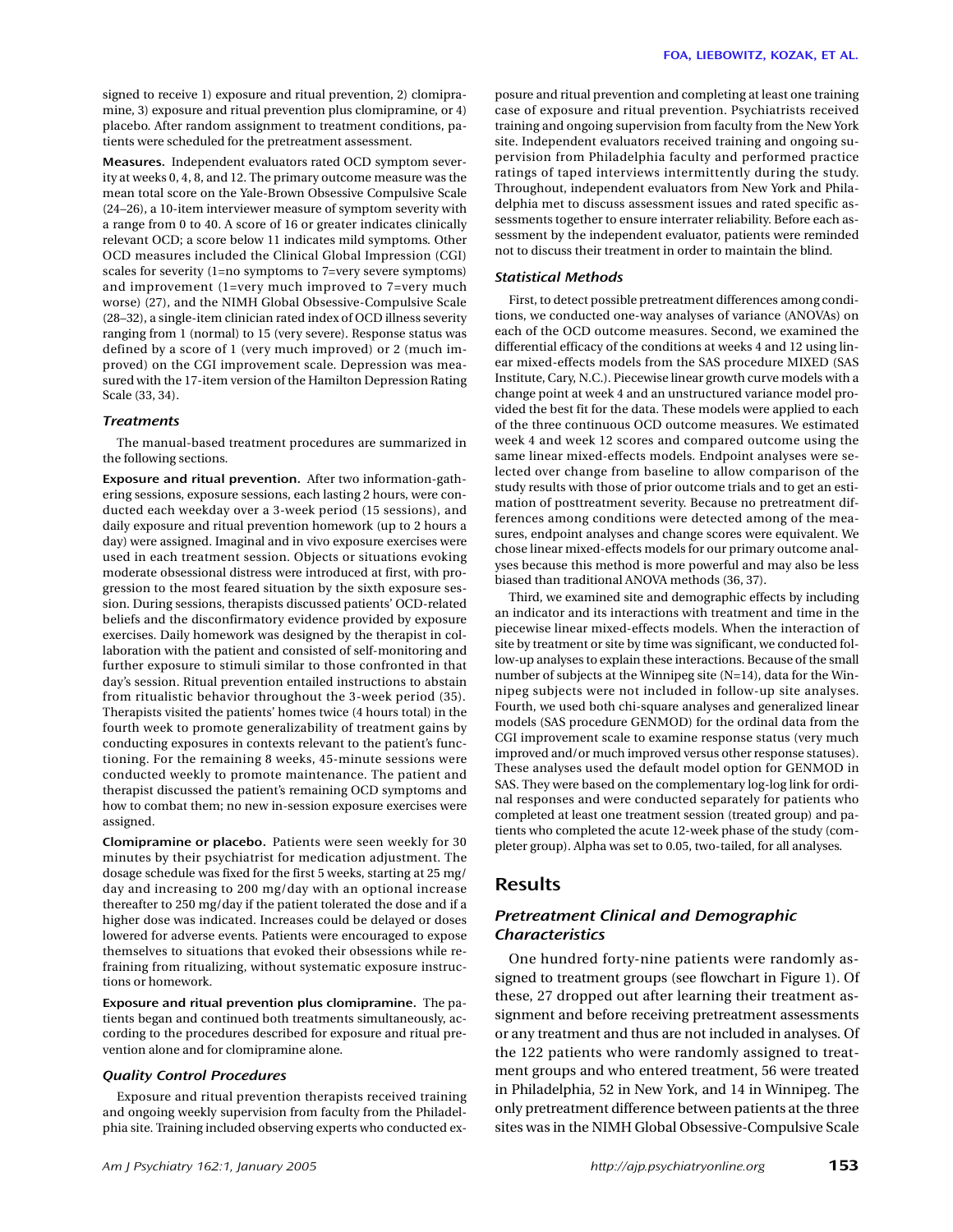signed to receive 1) exposure and ritual prevention, 2) clomipramine, 3) exposure and ritual prevention plus clomipramine, or 4) placebo. After random assignment to treatment conditions, patients were scheduled for the pretreatment assessment.

**Measures.** Independent evaluators rated OCD symptom severity at weeks 0, 4, 8, and 12. The primary outcome measure was the mean total score on the Yale-Brown Obsessive Compulsive Scale (24–26), a 10-item interviewer measure of symptom severity with a range from 0 to 40. A score of 16 or greater indicates clinically relevant OCD; a score below 11 indicates mild symptoms. Other OCD measures included the Clinical Global Impression (CGI) scales for severity (1=no symptoms to 7=very severe symptoms) and improvement (1=very much improved to 7=very much worse) (27), and the NIMH Global Obsessive-Compulsive Scale (28–32), a single-item clinician rated index of OCD illness severity ranging from 1 (normal) to 15 (very severe). Response status was defined by a score of 1 (very much improved) or 2 (much improved) on the CGI improvement scale. Depression was measured with the 17-item version of the Hamilton Depression Rating Scale (33, 34).

### *Treatments*

The manual-based treatment procedures are summarized in the following sections.

**Exposure and ritual prevention.** After two information-gathering sessions, exposure sessions, each lasting 2 hours, were conducted each weekday over a 3-week period (15 sessions), and daily exposure and ritual prevention homework (up to 2 hours a day) were assigned. Imaginal and in vivo exposure exercises were used in each treatment session. Objects or situations evoking moderate obsessional distress were introduced at first, with progression to the most feared situation by the sixth exposure session. During sessions, therapists discussed patients' OCD-related beliefs and the disconfirmatory evidence provided by exposure exercises. Daily homework was designed by the therapist in collaboration with the patient and consisted of self-monitoring and further exposure to stimuli similar to those confronted in that day's session. Ritual prevention entailed instructions to abstain from ritualistic behavior throughout the 3-week period (35). Therapists visited the patients' homes twice (4 hours total) in the fourth week to promote generalizability of treatment gains by conducting exposures in contexts relevant to the patient's functioning. For the remaining 8 weeks, 45-minute sessions were conducted weekly to promote maintenance. The patient and therapist discussed the patient's remaining OCD symptoms and how to combat them; no new in-session exposure exercises were assigned.

**Clomipramine or placebo.** Patients were seen weekly for 30 minutes by their psychiatrist for medication adjustment. The dosage schedule was fixed for the first 5 weeks, starting at 25 mg/day and increasing to 200 mg/day with an optional increase thereafter to 250 mg/day if the patient tolerated the dose and if a higher dose was indicated. Increases could be delayed or doses lowered for adverse events. Patients were encouraged to expose themselves to situations that evoked their obsessions while refraining from ritualizing, without systematic exposure instructions or homework.

**Exposure and ritual prevention plus clomipramine.** The patients began and continued both treatments simultaneously, according to the procedures described for exposure and ritual prevention alone and for clomipramine alone.

### *Quality Control Procedures*

Exposure and ritual prevention therapists received training and ongoing weekly supervision from faculty from the Philadelphia site. Training included observing experts who conducted exposure and ritual prevention and completing at least one training case of exposure and ritual prevention. Psychiatrists received training and ongoing supervision from faculty from the New York site. Independent evaluators received training and ongoing supervision from Philadelphia faculty and performed practice ratings of taped interviews intermittently during the study. Throughout, independent evaluators from New York and Philadelphia met to discuss assessment issues and rated specific assessments together to ensure interrater reliability. Before each assessment by the independent evaluator, patients were reminded not to discuss their treatment in order to maintain the blind.

### *Statistical Methods*

First, to detect possible pretreatment differences among conditions, we conducted one-way analyses of variance (ANOVAs) on each of the OCD outcome measures. Second, we examined the differential efficacy of the conditions at weeks 4 and 12 using linear mixed-effects models from the SAS procedure MIXED (SAS Institute, Cary, N.C.). Piecewise linear growth curve models with a change point at week 4 and an unstructured variance model provided the best fit for the data. These models were applied to each of the three continuous OCD outcome measures. We estimated week 4 and week 12 scores and compared outcome using the same linear mixed-effects models. Endpoint analyses were selected over change from baseline to allow comparison of the study results with those of prior outcome trials and to get an estimation of posttreatment severity. Because no pretreatment differences among conditions were detected among of the measures, endpoint analyses and change scores were equivalent. We chose linear mixed-effects models for our primary outcome analyses because this method is more powerful and may also be less biased than traditional ANOVA methods (36, 37).

Third, we examined site and demographic effects by including an indicator and its interactions with treatment and time in the piecewise linear mixed-effects models. When the interaction of site by treatment or site by time was significant, we conducted follow-up analyses to explain these interactions. Because of the small number of subjects at the Winnipeg site (N=14), data for the Winnipeg subjects were not included in follow-up site analyses. Fourth, we used both chi-square analyses and generalized linear models (SAS procedure GENMOD) for the ordinal data from the CGI improvement scale to examine response status (very much improved and/or much improved versus other response statuses). These analyses used the default model option for GENMOD in SAS. They were based on the complementary log-log link for ordinal responses and were conducted separately for patients who completed at least one treatment session (treated group) and patients who completed the acute 12-week phase of the study (completer group). Alpha was set to 0.05, two-tailed, for all analyses.

## Results

### *Pretreatment Clinical and Demographic Characteristics*

One hundred forty-nine patients were randomly assigned to treatment groups (see flowchart in Figure 1). Of these, 27 dropped out after learning their treatment assignment and before receiving pretreatment assessments or any treatment and thus are not included in analyses. Of the 122 patients who were randomly assigned to treatment groups and who entered treatment, 56 were treated in Philadelphia, 52 in New York, and 14 in Winnipeg. The only pretreatment difference between patients at the three sites was in the NIMH Global Obsessive-Compulsive Scale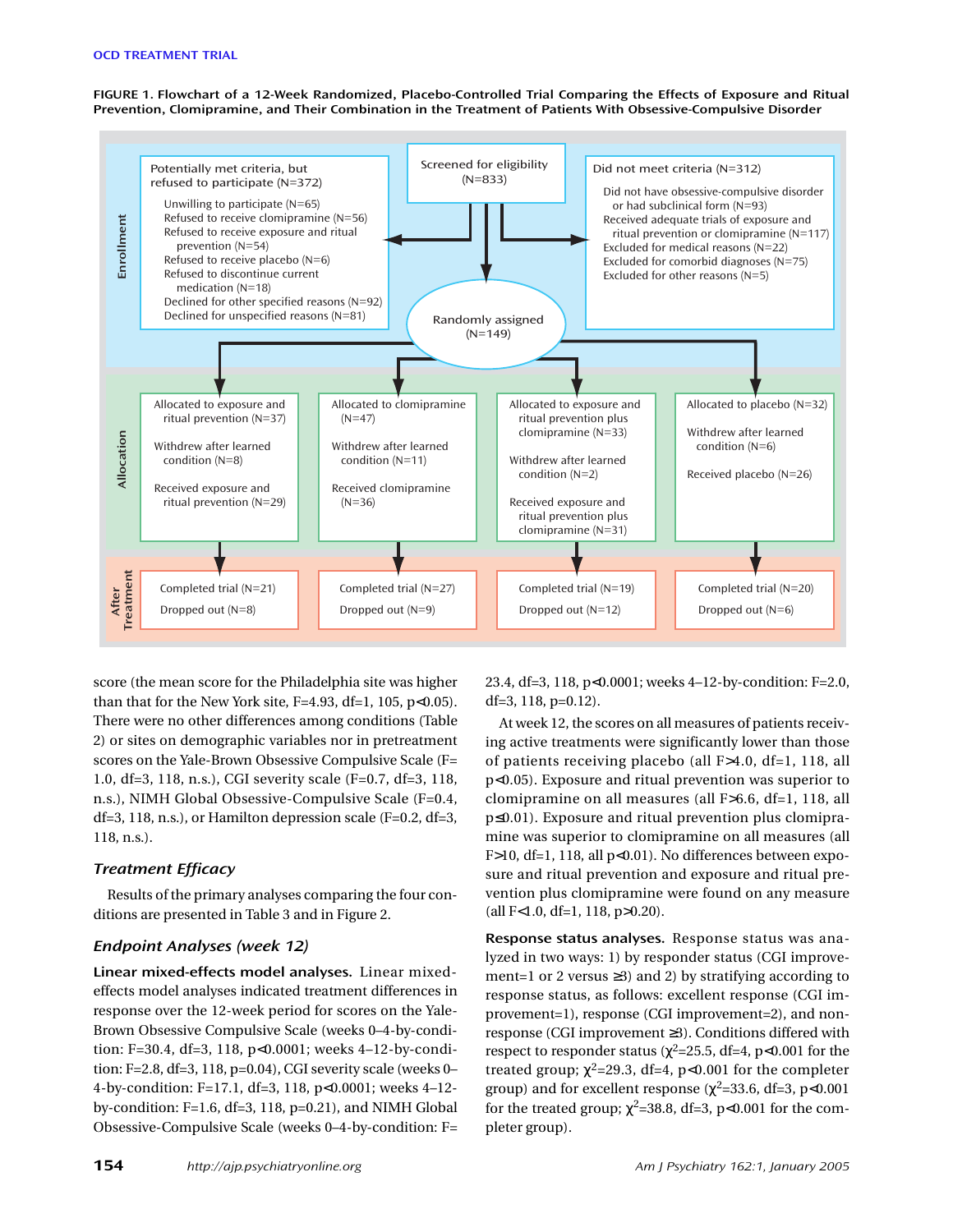FIGURE 1. Flowchart of a 12-Week Randomized, Placebo-Controlled Trial Comparing the Effects of Exposure and Ritual Prevention, Clomipramine, and Their Combination in the Treatment of Patients With Obsessive-Compulsive Disorder

**Enrollment**

Screened for eligibility (N=833)

Potentially met criteria, but refused to participate (N=372)
- Unwilling to participate (N=65)
- Refused to receive clomipramine (N=56)
- Refused to receive exposure and ritual prevention (N=54)
- Refused to receive placebo (N=6)
- Refused to discontinue current medication (N=18)
- Declined for other specified reasons (N=92)
- Declined for unspecified reasons (N=81)

Did not meet criteria (N=312)
- Did not have obsessive-compulsive disorder or had subclinical form (N=93)
- Received adequate trials of exposure and ritual prevention or clomipramine (N=117)
- Excluded for medical reasons (N=22)
- Excluded for comorbid diagnoses (N=75)
- Excluded for other reasons (N=5)

Randomly assigned (N=149)

**Allocation**

| Allocated to exposure and ritual prevention (N=37) | Allocated to clomipramine (N=47) | Allocated to exposure and ritual prevention plus clomipramine (N=33) | Allocated to placebo (N=32) |
|---|---|---|---|
| Withdrew after learned condition (N=8) | Withdrew after learned condition (N=11) | Withdrew after learned condition (N=2) | Withdrew after learned condition (N=6) |
| Received exposure and ritual prevention (N=29) | Received clomipramine (N=36) | Received exposure and ritual prevention plus clomipramine (N=31) | Received placebo (N=26) |

**After Treatment**

| Completed trial (N=21) | Completed trial (N=27) | Completed trial (N=19) | Completed trial (N=20) |
|---|---|---|---|
| Dropped out (N=8) | Dropped out (N=9) | Dropped out (N=12) | Dropped out (N=6) |

score (the mean score for the Philadelphia site was higher than that for the New York site, F=4.93, df=1, 105, p<0.05). There were no other differences among conditions (Table 2) or sites on demographic variables nor in pretreatment scores on the Yale-Brown Obsessive Compulsive Scale (F=1.0, df=3, 118, n.s.), CGI severity scale (F=0.7, df=3, 118, n.s.), NIMH Global Obsessive-Compulsive Scale (F=0.4, df=3, 118, n.s.), or Hamilton depression scale (F=0.2, df=3, 118, n.s.).

### *Treatment Efficacy*

Results of the primary analyses comparing the four conditions are presented in Table 3 and in Figure 2.

### *Endpoint Analyses (week 12)*

**Linear mixed-effects model analyses.** Linear mixed-effects model analyses indicated treatment differences in response over the 12-week period for scores on the Yale-Brown Obsessive Compulsive Scale (weeks 0–4-by-condition: F=30.4, df=3, 118, p<0.0001; weeks 4–12-by-condition: F=2.8, df=3, 118, p=0.04), CGI severity scale (weeks 0–4-by-condition: F=17.1, df=3, 118, p<0.0001; weeks 4–12-by-condition: F=1.6, df=3, 118, p=0.21), and NIMH Global Obsessive-Compulsive Scale (weeks 0–4-by-condition: F=23.4, df=3, 118, p<0.0001; weeks 4–12-by-condition: F=2.0, df=3, 118, p=0.12).

At week 12, the scores on all measures of patients receiving active treatments were significantly lower than those of patients receiving placebo (all F>4.0, df=1, 118, all p<0.05). Exposure and ritual prevention was superior to clomipramine on all measures (all F>6.6, df=1, 118, all p≤0.01). Exposure and ritual prevention plus clomipramine was superior to clomipramine on all measures (all F>10, df=1, 118, all p<0.01). No differences between exposure and ritual prevention and exposure and ritual prevention plus clomipramine were found on any measure (all F<1.0, df=1, 118, p>0.20).

**Response status analyses.** Response status was analyzed in two ways: 1) by responder status (CGI improvement=1 or 2 versus ≥3) and 2) by stratifying according to response status, as follows: excellent response (CGI improvement=1), response (CGI improvement=2), and nonresponse (CGI improvement ≥3). Conditions differed with respect to responder status ($\chi^2$=25.5, df=4, p<0.001 for the treated group; $\chi^2$=29.3, df=4, p<0.001 for the completer group) and for excellent response ($\chi^2$=33.6, df=3, p<0.001 for the treated group; $\chi^2$=38.8, df=3, p<0.001 for the completer group).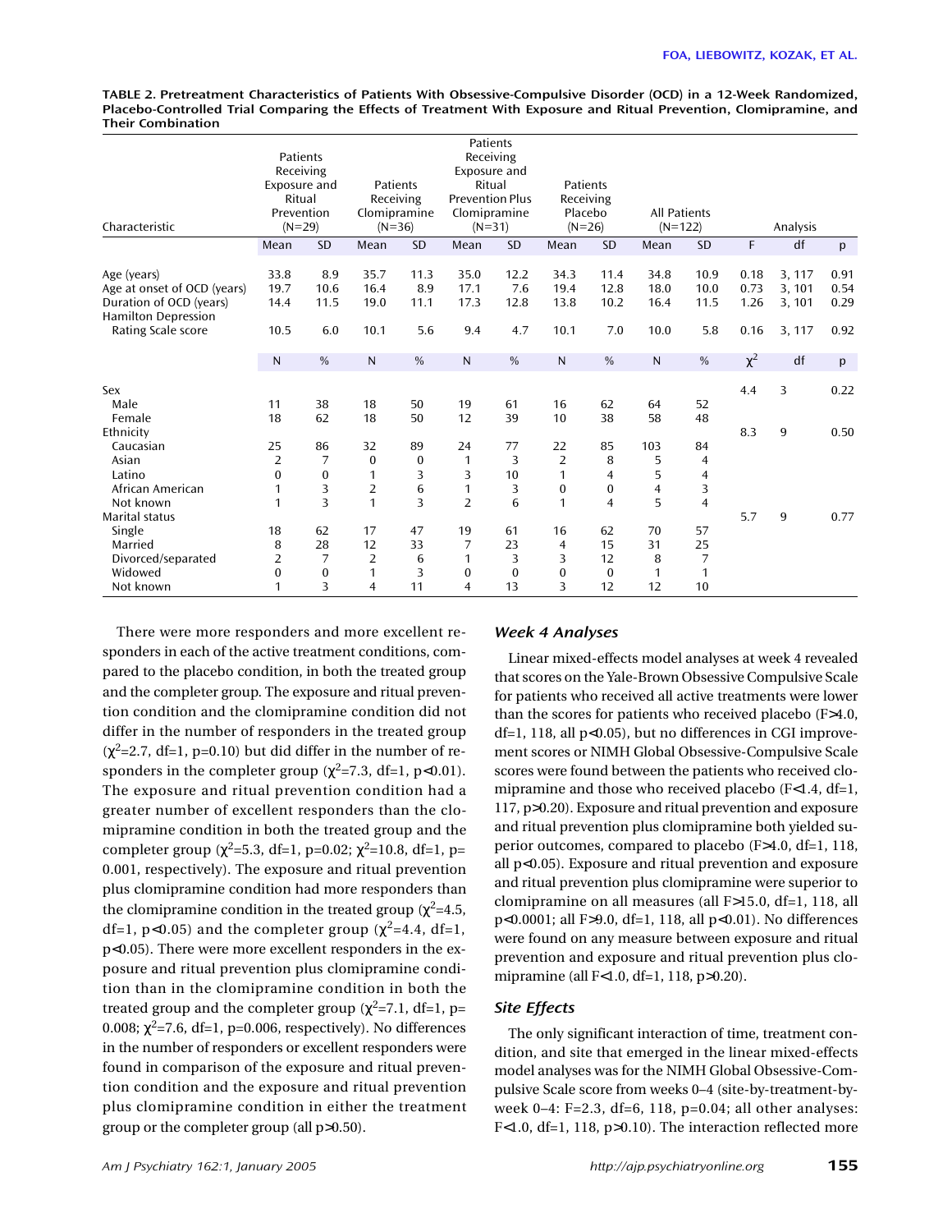**TABLE 2. Pretreatment Characteristics of Patients With Obsessive-Compulsive Disorder (OCD) in a 12-Week Randomized, Placebo-Controlled Trial Comparing the Effects of Treatment With Exposure and Ritual Prevention, Clomipramine, and Their Combination**

| Characteristic | Patients Receiving Exposure and Ritual Prevention (N=29) | | Patients Receiving Clomipramine (N=36) | | Patients Receiving Exposure and Ritual Prevention Plus Clomipramine (N=31) | | Patients Receiving Placebo (N=26) | | All Patients (N=122) | | Analysis | | |
|---|---|---|---|---|---|---|---|---|---|---|---|---|---|
| | Mean | SD | Mean | SD | Mean | SD | Mean | SD | Mean | SD | F | df | p |
| Age (years) | 33.8 | 8.9 | 35.7 | 11.3 | 35.0 | 12.2 | 34.3 | 11.4 | 34.8 | 10.9 | 0.18 | 3, 117 | 0.91 |
| Age at onset of OCD (years) | 19.7 | 10.6 | 16.4 | 8.9 | 17.1 | 7.6 | 19.4 | 12.8 | 18.0 | 10.0 | 0.73 | 3, 101 | 0.54 |
| Duration of OCD (years) | 14.4 | 11.5 | 19.0 | 11.1 | 17.3 | 12.8 | 13.8 | 10.2 | 16.4 | 11.5 | 1.26 | 3, 101 | 0.29 |
| Hamilton Depression Rating Scale score | 10.5 | 6.0 | 10.1 | 5.6 | 9.4 | 4.7 | 10.1 | 7.0 | 10.0 | 5.8 | 0.16 | 3, 117 | 0.92 |
| | N | % | N | % | N | % | N | % | N | % | $\chi^2$ | df | p |
| Sex | | | | | | | | | | | 4.4 | 3 | 0.22 |
| Male | 11 | 38 | 18 | 50 | 19 | 61 | 16 | 62 | 64 | 52 | | | |
| Female | 18 | 62 | 18 | 50 | 12 | 39 | 10 | 38 | 58 | 48 | | | |
| Ethnicity | | | | | | | | | | | 8.3 | 9 | 0.50 |
| Caucasian | 25 | 86 | 32 | 89 | 24 | 77 | 22 | 85 | 103 | 84 | | | |
| Asian | 2 | 7 | 0 | 0 | 1 | 3 | 2 | 8 | 5 | 4 | | | |
| Latino | 0 | 0 | 1 | 3 | 3 | 10 | 1 | 4 | 5 | 4 | | | |
| African American | 1 | 3 | 2 | 6 | 1 | 3 | 0 | 0 | 4 | 3 | | | |
| Not known | 1 | 3 | 1 | 3 | 2 | 6 | 1 | 4 | 5 | 4 | | | |
| Marital status | | | | | | | | | | | 5.7 | 9 | 0.77 |
| Single | 18 | 62 | 17 | 47 | 19 | 61 | 16 | 62 | 70 | 57 | | | |
| Married | 8 | 28 | 12 | 33 | 7 | 23 | 4 | 15 | 31 | 25 | | | |
| Divorced/separated | 2 | 7 | 2 | 6 | 1 | 3 | 3 | 12 | 8 | 7 | | | |
| Widowed | 0 | 0 | 1 | 3 | 0 | 0 | 0 | 0 | 1 | 1 | | | |
| Not known | 1 | 3 | 4 | 11 | 4 | 13 | 3 | 12 | 12 | 10 | | | |

There were more responders and more excellent responders in each of the active treatment conditions, compared to the placebo condition, in both the treated group and the completer group. The exposure and ritual prevention condition and the clomipramine condition did not differ in the number of responders in the treated group ($\chi^2$=2.7, df=1, p=0.10) but did differ in the number of responders in the completer group ($\chi^2$=7.3, df=1, p<0.01). The exposure and ritual prevention condition had a greater number of excellent responders than the clomipramine condition in both the treated group and the completer group ($\chi^2$=5.3, df=1, p=0.02; $\chi^2$=10.8, df=1, p=0.001, respectively). The exposure and ritual prevention plus clomipramine condition had more responders than the clomipramine condition in the treated group ($\chi^2$=4.5, df=1, p<0.05) and the completer group ($\chi^2$=4.4, df=1, p<0.05). There were more excellent responders in the exposure and ritual prevention plus clomipramine condition than in the clomipramine condition in both the treated group and the completer group ($\chi^2$=7.1, df=1, p=0.008; $\chi^2$=7.6, df=1, p=0.006, respectively). No differences in the number of responders or excellent responders were found in comparison of the exposure and ritual prevention condition and the exposure and ritual prevention plus clomipramine condition in either the treatment group or the completer group (all p>0.50).

### *Week 4 Analyses*

Linear mixed-effects model analyses at week 4 revealed that scores on the Yale-Brown Obsessive Compulsive Scale for patients who received all active treatments were lower than the scores for patients who received placebo (F>4.0, df=1, 118, all p<0.05), but no differences in CGI improvement scores or NIMH Global Obsessive-Compulsive Scale scores were found between the patients who received clomipramine and those who received placebo (F<1.4, df=1, 117, p>0.20). Exposure and ritual prevention and exposure and ritual prevention plus clomipramine both yielded superior outcomes, compared to placebo (F>4.0, df=1, 118, all p<0.05). Exposure and ritual prevention and exposure and ritual prevention plus clomipramine were superior to clomipramine on all measures (all F>15.0, df=1, 118, all p<0.0001; all F>9.0, df=1, 118, all p<0.01). No differences were found on any measure between exposure and ritual prevention and exposure and ritual prevention plus clomipramine (all F<1.0, df=1, 118, p>0.20).

### *Site Effects*

The only significant interaction of time, treatment condition, and site that emerged in the linear mixed-effects model analyses was for the NIMH Global Obsessive-Compulsive Scale score from weeks 0–4 (site-by-treatment-by-week 0–4: F=2.3, df=6, 118, p=0.04; all other analyses: F<1.0, df=1, 118, p>0.10). The interaction reflected more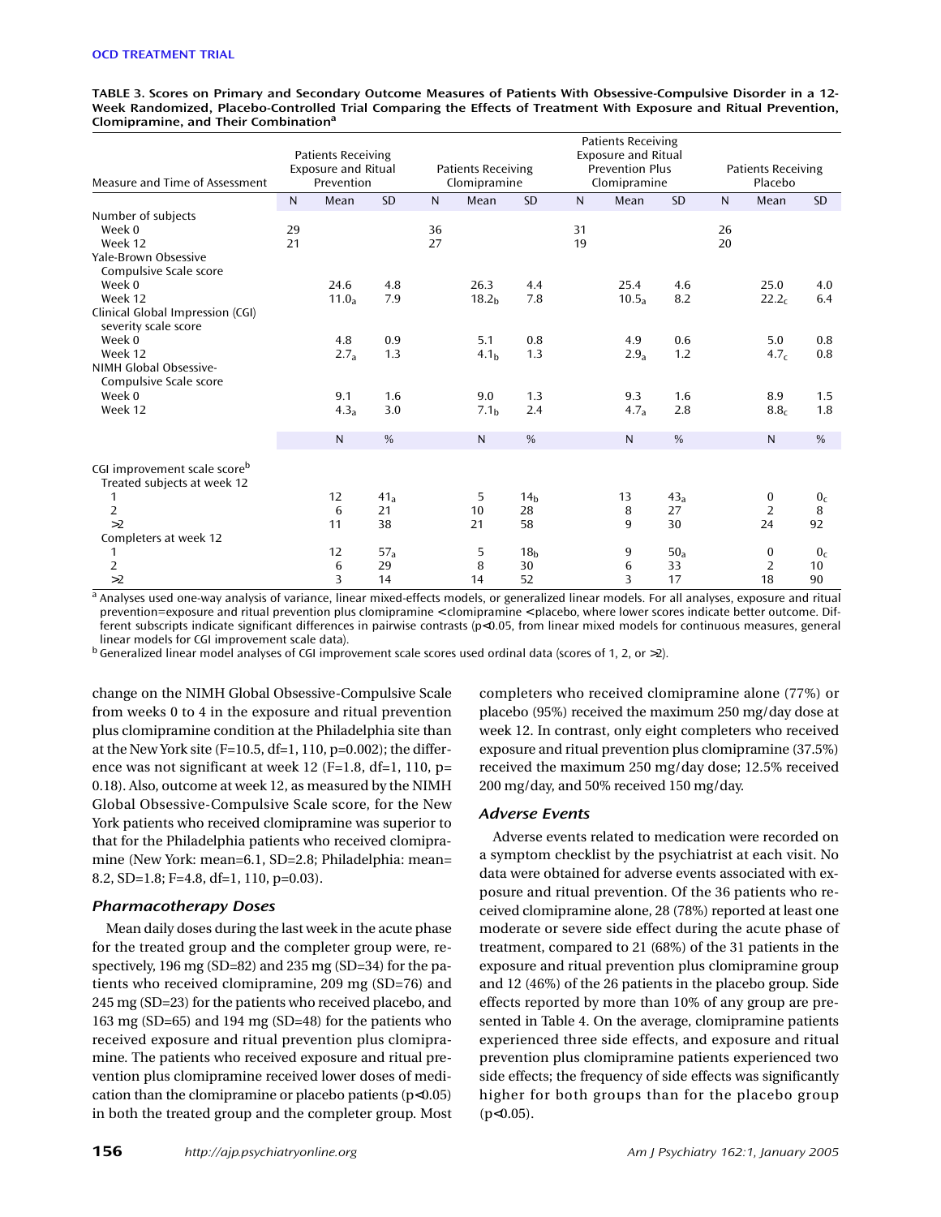**TABLE 3. Scores on Primary and Secondary Outcome Measures of Patients With Obsessive-Compulsive Disorder in a 12-Week Randomized, Placebo-Controlled Trial Comparing the Effects of Treatment With Exposure and Ritual Prevention, Clomipramine, and Their Combination[a]**

| Measure and Time of Assessment | Patients Receiving Exposure and Ritual Prevention | | | Patients Receiving Clomipramine | | | Patients Receiving Exposure and Ritual Prevention Plus Clomipramine | | | Patients Receiving Placebo | | |
|---|---|---|---|---|---|---|---|---|---|---|---|---|
| | N | Mean | SD | N | Mean | SD | N | Mean | SD | N | Mean | SD |
| Number of subjects | | | | | | | | | | | | |
| Week 0 | 29 | | | 36 | | | 31 | | | 26 | | |
| Week 12 | 21 | | | 27 | | | 19 | | | 20 | | |
| Yale-Brown Obsessive Compulsive Scale score | | | | | | | | | | | | |
| Week 0 | | 24.6 | 4.8 | | 26.3 | 4.4 | | 25.4 | 4.6 | | 25.0 | 4.0 |
| Week 12 | | $11.0_a$ | 7.9 | | $18.2_b$ | 7.8 | | $10.5_a$ | 8.2 | | $22.2_c$ | 6.4 |
| Clinical Global Impression (CGI) severity scale score | | | | | | | | | | | | |
| Week 0 | | 4.8 | 0.9 | | 5.1 | 0.8 | | 4.9 | 0.6 | | 5.0 | 0.8 |
| Week 12 | | $2.7_a$ | 1.3 | | $4.1_b$ | 1.3 | | $2.9_a$ | 1.2 | | $4.7_c$ | 0.8 |
| NIMH Global Obsessive-Compulsive Scale score | | | | | | | | | | | | |
| Week 0 | | 9.1 | 1.6 | | 9.0 | 1.3 | | 9.3 | 1.6 | | 8.9 | 1.5 |
| Week 12 | | $4.3_a$ | 3.0 | | $7.1_b$ | 2.4 | | $4.7_a$ | 2.8 | | $8.8_c$ | 1.8 |
| | | N | % | | N | % | | N | % | | N | % |
| CGI improvement scale score[b] | | | | | | | | | | | | |
| Treated subjects at week 12 | | | | | | | | | | | | |
| 1 | | 12 | $41_a$ | | 5 | $14_b$ | | 13 | $43_a$ | | 0 | $0_c$ |
| 2 | | 6 | 21 | | 10 | 28 | | 8 | 27 | | 2 | 8 |
| >2 | | 11 | 38 | | 21 | 58 | | 9 | 30 | | 24 | 92 |
| Completers at week 12 | | | | | | | | | | | | |
| 1 | | 12 | $57_a$ | | 5 | $18_b$ | | 9 | $50_a$ | | 0 | $0_c$ |
| 2 | | 6 | 29 | | 8 | 30 | | 6 | 33 | | 2 | 10 |
| >2 | | 3 | 14 | | 14 | 52 | | 3 | 17 | | 18 | 90 |

[a] Analyses used one-way analysis of variance, linear mixed-effects models, or generalized linear models. For all analyses, exposure and ritual prevention=exposure and ritual prevention plus clomipramine <clomipramine <placebo, where lower scores indicate better outcome. Different subscripts indicate significant differences in pairwise contrasts ($p<0.05$, from linear mixed models for continuous measures, general linear models for CGI improvement scale data).

[b] Generalized linear model analyses of CGI improvement scale scores used ordinal data (scores of 1, 2, or >2).

change on the NIMH Global Obsessive-Compulsive Scale from weeks 0 to 4 in the exposure and ritual prevention plus clomipramine condition at the Philadelphia site than at the New York site ($F=10.5$, $df=1, 110$, $p=0.002$); the difference was not significant at week 12 ($F=1.8$, $df=1, 110$, $p=0.18$). Also, outcome at week 12, as measured by the NIMH Global Obsessive-Compulsive Scale score, for the New York patients who received clomipramine was superior to that for the Philadelphia patients who received clomipramine (New York: mean=6.1, SD=2.8; Philadelphia: mean=8.2, SD=1.8; $F=4.8$, $df=1, 110$, $p=0.03$).

### *Pharmacotherapy Doses*

Mean daily doses during the last week in the acute phase for the treated group and the completer group were, respectively, 196 mg (SD=82) and 235 mg (SD=34) for the patients who received clomipramine, 209 mg (SD=76) and 245 mg (SD=23) for the patients who received placebo, and 163 mg (SD=65) and 194 mg (SD=48) for the patients who received exposure and ritual prevention plus clomipramine. The patients who received exposure and ritual prevention plus clomipramine received lower doses of medication than the clomipramine or placebo patients ($p<0.05$) in both the treated group and the completer group. Most completers who received clomipramine alone (77%) or placebo (95%) received the maximum 250 mg/day dose at week 12. In contrast, only eight completers who received exposure and ritual prevention plus clomipramine (37.5%) received the maximum 250 mg/day dose; 12.5% received 200 mg/day, and 50% received 150 mg/day.

### *Adverse Events*

Adverse events related to medication were recorded on a symptom checklist by the psychiatrist at each visit. No data were obtained for adverse events associated with exposure and ritual prevention. Of the 36 patients who received clomipramine alone, 28 (78%) reported at least one moderate or severe side effect during the acute phase of treatment, compared to 21 (68%) of the 31 patients in the exposure and ritual prevention plus clomipramine group and 12 (46%) of the 26 patients in the placebo group. Side effects reported by more than 10% of any group are presented in Table 4. On the average, clomipramine patients experienced three side effects, and exposure and ritual prevention plus clomipramine patients experienced two side effects; the frequency of side effects was significantly higher for both groups than for the placebo group ($p<0.05$).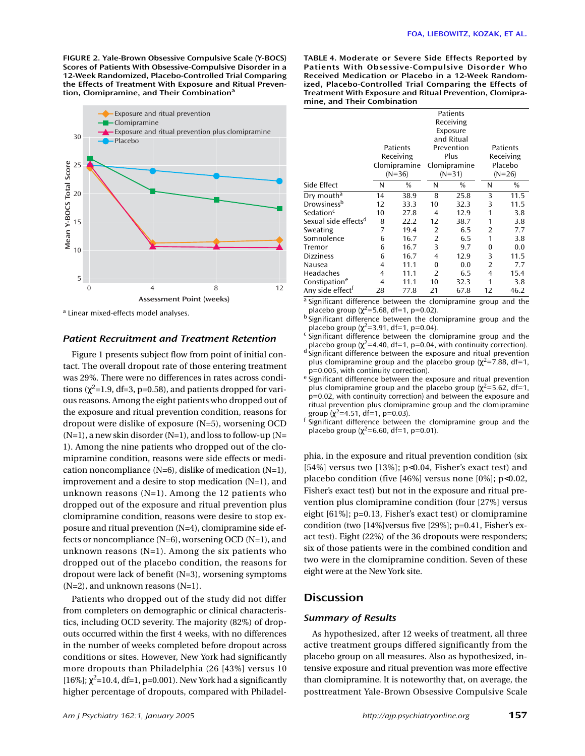**FIGURE 2. Yale-Brown Obsessive Compulsive Scale (Y-BOCS) Scores of Patients With Obsessive-Compulsive Disorder in a 12-Week Randomized, Placebo-Controlled Trial Comparing the Effects of Treatment With Exposure and Ritual Prevention, Clomipramine, and Their Combination[a]**

[a] Linear mixed-effects model analyses.

### Patient Recruitment and Treatment Retention

Figure 1 presents subject flow from point of initial contact. The overall dropout rate of those entering treatment was 29%. There were no differences in rates across conditions ($\chi^2$=1.9, df=3, p=0.58), and patients dropped for various reasons. Among the eight patients who dropped out of the exposure and ritual prevention condition, reasons for dropout were dislike of exposure (N=5), worsening OCD (N=1), a new skin disorder (N=1), and loss to follow-up (N=1). Among the nine patients who dropped out of the clomipramine condition, reasons were side effects or medication noncompliance (N=6), dislike of medication (N=1), improvement and a desire to stop medication (N=1), and unknown reasons (N=1). Among the 12 patients who dropped out of the exposure and ritual prevention plus clomipramine condition, reasons were desire to stop exposure and ritual prevention (N=4), clomipramine side effects or noncompliance (N=6), worsening OCD (N=1), and unknown reasons (N=1). Among the six patients who dropped out of the placebo condition, the reasons for dropout were lack of benefit (N=3), worsening symptoms (N=2), and unknown reasons (N=1).

Patients who dropped out of the study did not differ from completers on demographic or clinical characteristics, including OCD severity. The majority (82%) of dropouts occurred within the first 4 weeks, with no differences in the number of weeks completed before dropout across conditions or sites. However, New York had significantly more dropouts than Philadelphia (26 [43%] versus 10 [16%]; $\chi^2$=10.4, df=1, p=0.001). New York had a significantly higher percentage of dropouts, compared with Philadelphia, in the exposure and ritual prevention condition (six [54%] versus two [13%]; p<0.04, Fisher's exact test) and placebo condition (five [46%] versus none [0%]; p<0.02, Fisher's exact test) but not in the exposure and ritual prevention plus clomipramine condition (four [27%] versus eight [61%]; p=0.13, Fisher's exact test) or clomipramine condition (two [14%]versus five [29%]; p=0.41, Fisher's exact test). Eight (22%) of the 36 dropouts were responders; six of those patients were in the combined condition and two were in the clomipramine condition. Seven of these eight were at the New York site.

**TABLE 4. Moderate or Severe Side Effects Reported by Patients With Obsessive-Compulsive Disorder Who Received Medication or Placebo in a 12-Week Randomized, Placebo-Controlled Trial Comparing the Effects of Treatment With Exposure and Ritual Prevention, Clomipramine, and Their Combination**

| Side Effect | Patients Receiving Clomipramine (N=36) | | Patients Receiving Exposure and Ritual Prevention Plus Clomipramine (N=31) | | Patients Receiving Placebo (N=26) | |
|---|---|---|---|---|---|---|
| | N | % | N | % | N | % |
| Dry mouth[a] | 14 | 38.9 | 8 | 25.8 | 3 | 11.5 |
| Drowsiness[b] | 12 | 33.3 | 10 | 32.3 | 3 | 11.5 |
| Sedation[c] | 10 | 27.8 | 4 | 12.9 | 1 | 3.8 |
| Sexual side effects[d] | 8 | 22.2 | 12 | 38.7 | 1 | 3.8 |
| Sweating | 7 | 19.4 | 2 | 6.5 | 2 | 7.7 |
| Somnolence | 6 | 16.7 | 2 | 6.5 | 1 | 3.8 |
| Tremor | 6 | 16.7 | 3 | 9.7 | 0 | 0.0 |
| Dizziness | 6 | 16.7 | 4 | 12.9 | 3 | 11.5 |
| Nausea | 4 | 11.1 | 0 | 0.0 | 2 | 7.7 |
| Headaches | 4 | 11.1 | 2 | 6.5 | 4 | 15.4 |
| Constipation[e] | 4 | 11.1 | 10 | 32.3 | 1 | 3.8 |
| Any side effect[f] | 28 | 77.8 | 21 | 67.8 | 12 | 46.2 |

[a] Significant difference between the clomipramine group and the placebo group ($\chi^2$=5.68, df=1, p=0.02).
[b] Significant difference between the clomipramine group and the placebo group ($\chi^2$=3.91, df=1, p=0.04).
[c] Significant difference between the clomipramine group and the placebo group ($\chi^2$=4.40, df=1, p=0.04, with continuity correction).
[d] Significant difference between the exposure and ritual prevention plus clomipramine group and the placebo group ($\chi^2$=7.88, df=1, p=0.005, with continuity correction).
[e] Significant difference between the exposure and ritual prevention plus clomipramine group and the placebo group ($\chi^2$=5.62, df=1, p=0.02, with continuity correction) and between the exposure and ritual prevention plus clomipramine group and the clomipramine group ($\chi^2$=4.51, df=1, p=0.03).
[f] Significant difference between the clomipramine group and the placebo group ($\chi^2$=6.60, df=1, p=0.01).

## Discussion

### Summary of Results

As hypothesized, after 12 weeks of treatment, all three active treatment groups differed significantly from the placebo group on all measures. Also as hypothesized, intensive exposure and ritual prevention was more effective than clomipramine. It is noteworthy that, on average, the posttreatment Yale-Brown Obsessive Compulsive Scale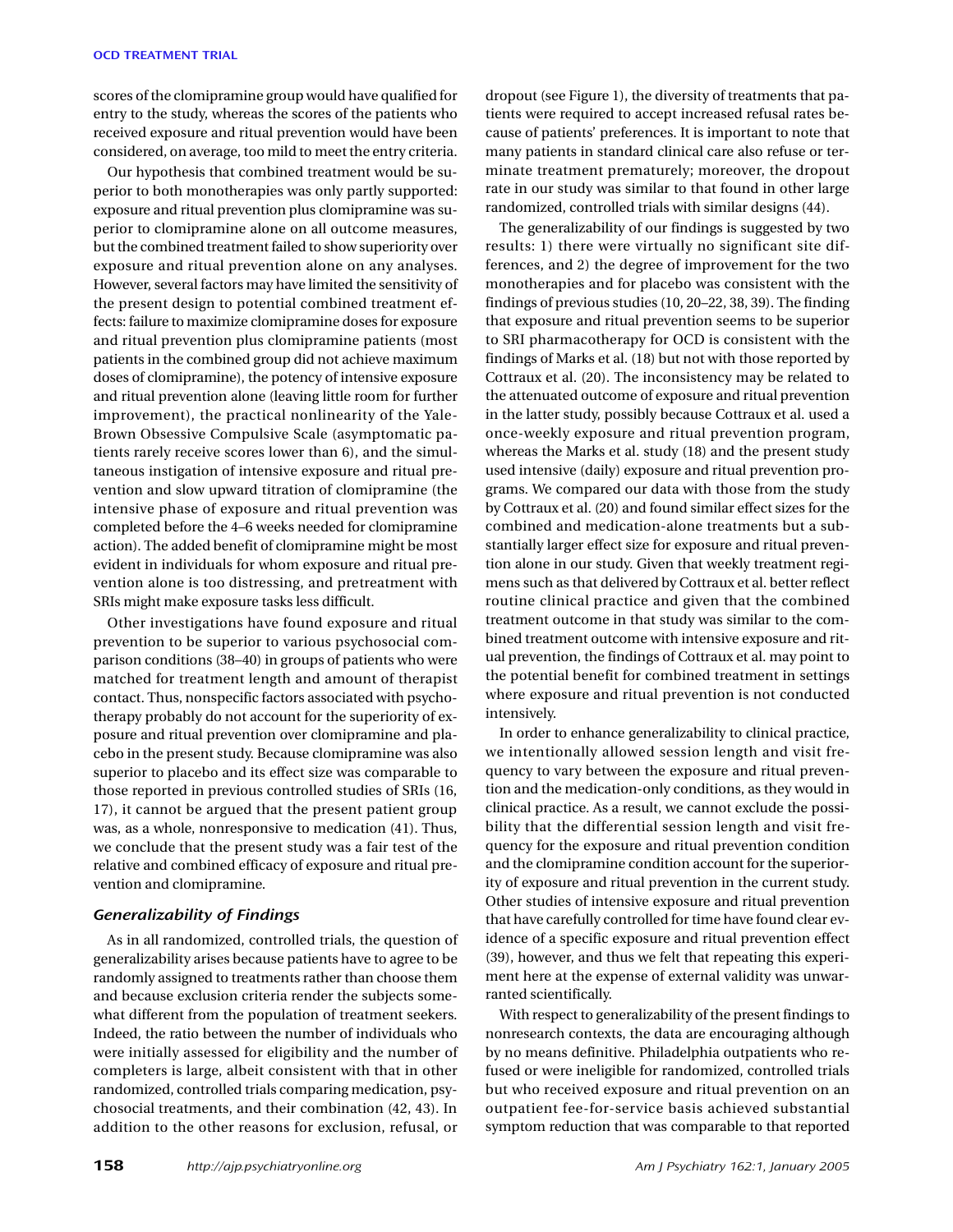scores of the clomipramine group would have qualified for entry to the study, whereas the scores of the patients who received exposure and ritual prevention would have been considered, on average, too mild to meet the entry criteria.

Our hypothesis that combined treatment would be superior to both monotherapies was only partly supported: exposure and ritual prevention plus clomipramine was superior to clomipramine alone on all outcome measures, but the combined treatment failed to show superiority over exposure and ritual prevention alone on any analyses. However, several factors may have limited the sensitivity of the present design to potential combined treatment effects: failure to maximize clomipramine doses for exposure and ritual prevention plus clomipramine patients (most patients in the combined group did not achieve maximum doses of clomipramine), the potency of intensive exposure and ritual prevention alone (leaving little room for further improvement), the practical nonlinearity of the Yale-Brown Obsessive Compulsive Scale (asymptomatic patients rarely receive scores lower than 6), and the simultaneous instigation of intensive exposure and ritual prevention and slow upward titration of clomipramine (the intensive phase of exposure and ritual prevention was completed before the 4–6 weeks needed for clomipramine action). The added benefit of clomipramine might be most evident in individuals for whom exposure and ritual prevention alone is too distressing, and pretreatment with SRIs might make exposure tasks less difficult.

Other investigations have found exposure and ritual prevention to be superior to various psychosocial comparison conditions (38–40) in groups of patients who were matched for treatment length and amount of therapist contact. Thus, nonspecific factors associated with psychotherapy probably do not account for the superiority of exposure and ritual prevention over clomipramine and placebo in the present study. Because clomipramine was also superior to placebo and its effect size was comparable to those reported in previous controlled studies of SRIs (16, 17), it cannot be argued that the present patient group was, as a whole, nonresponsive to medication (41). Thus, we conclude that the present study was a fair test of the relative and combined efficacy of exposure and ritual prevention and clomipramine.

### *Generalizability of Findings*

As in all randomized, controlled trials, the question of generalizability arises because patients have to agree to be randomly assigned to treatments rather than choose them and because exclusion criteria render the subjects somewhat different from the population of treatment seekers. Indeed, the ratio between the number of individuals who were initially assessed for eligibility and the number of completers is large, albeit consistent with that in other randomized, controlled trials comparing medication, psychosocial treatments, and their combination (42, 43). In addition to the other reasons for exclusion, refusal, or dropout (see Figure 1), the diversity of treatments that patients were required to accept increased refusal rates because of patients' preferences. It is important to note that many patients in standard clinical care also refuse or terminate treatment prematurely; moreover, the dropout rate in our study was similar to that found in other large randomized, controlled trials with similar designs (44).

The generalizability of our findings is suggested by two results: 1) there were virtually no significant site differences, and 2) the degree of improvement for the two monotherapies and for placebo was consistent with the findings of previous studies (10, 20–22, 38, 39). The finding that exposure and ritual prevention seems to be superior to SRI pharmacotherapy for OCD is consistent with the findings of Marks et al. (18) but not with those reported by Cottraux et al. (20). The inconsistency may be related to the attenuated outcome of exposure and ritual prevention in the latter study, possibly because Cottraux et al. used a once-weekly exposure and ritual prevention program, whereas the Marks et al. study (18) and the present study used intensive (daily) exposure and ritual prevention programs. We compared our data with those from the study by Cottraux et al. (20) and found similar effect sizes for the combined and medication-alone treatments but a substantially larger effect size for exposure and ritual prevention alone in our study. Given that weekly treatment regimens such as that delivered by Cottraux et al. better reflect routine clinical practice and given that the combined treatment outcome in that study was similar to the combined treatment outcome with intensive exposure and ritual prevention, the findings of Cottraux et al. may point to the potential benefit for combined treatment in settings where exposure and ritual prevention is not conducted intensively.

In order to enhance generalizability to clinical practice, we intentionally allowed session length and visit frequency to vary between the exposure and ritual prevention and the medication-only conditions, as they would in clinical practice. As a result, we cannot exclude the possibility that the differential session length and visit frequency for the exposure and ritual prevention condition and the clomipramine condition account for the superiority of exposure and ritual prevention in the current study. Other studies of intensive exposure and ritual prevention that have carefully controlled for time have found clear evidence of a specific exposure and ritual prevention effect (39), however, and thus we felt that repeating this experiment here at the expense of external validity was unwarranted scientifically.

With respect to generalizability of the present findings to nonresearch contexts, the data are encouraging although by no means definitive. Philadelphia outpatients who refused or were ineligible for randomized, controlled trials but who received exposure and ritual prevention on an outpatient fee-for-service basis achieved substantial symptom reduction that was comparable to that reported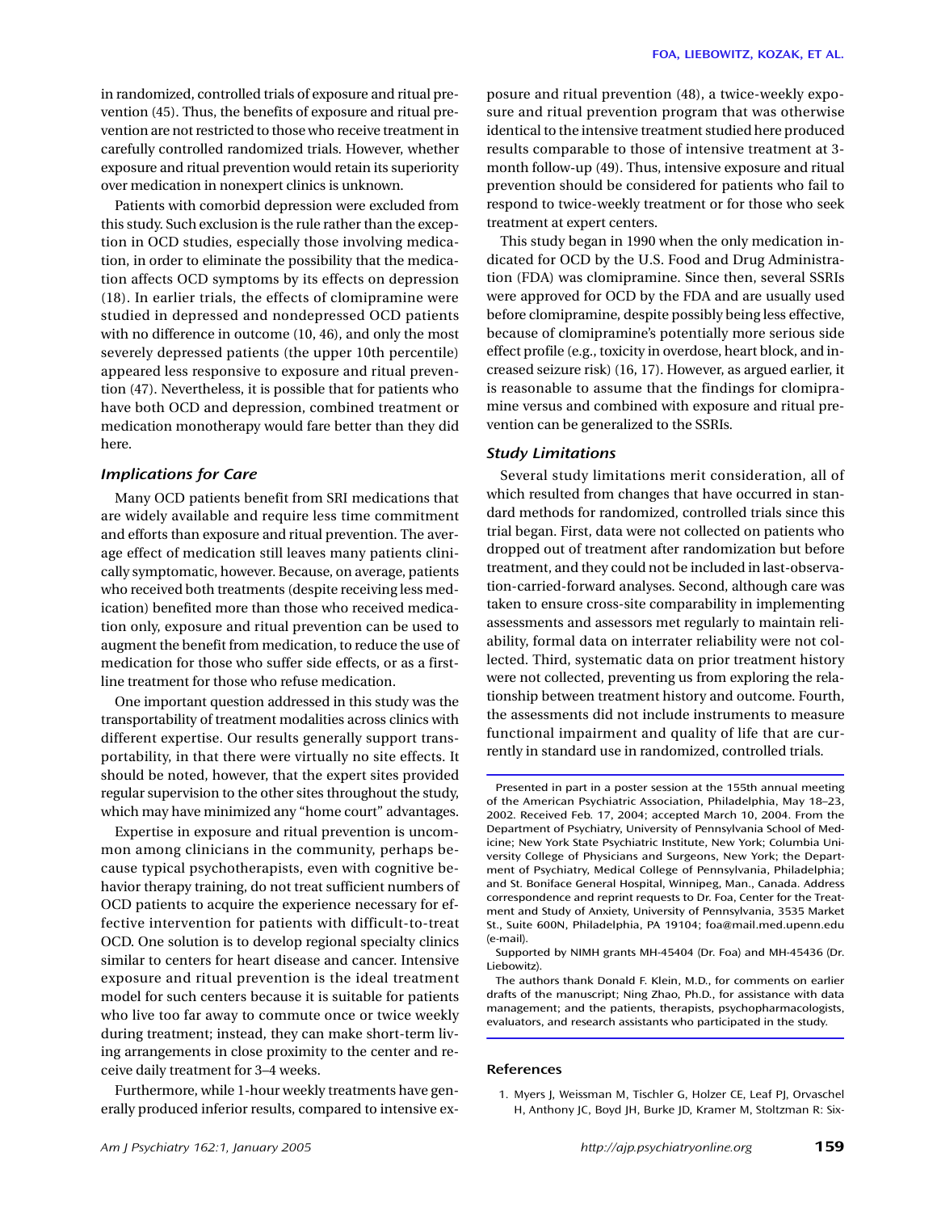in randomized, controlled trials of exposure and ritual prevention (45). Thus, the benefits of exposure and ritual prevention are not restricted to those who receive treatment in carefully controlled randomized trials. However, whether exposure and ritual prevention would retain its superiority over medication in nonexpert clinics is unknown.

Patients with comorbid depression were excluded from this study. Such exclusion is the rule rather than the exception in OCD studies, especially those involving medication, in order to eliminate the possibility that the medication affects OCD symptoms by its effects on depression (18). In earlier trials, the effects of clomipramine were studied in depressed and nondepressed OCD patients with no difference in outcome (10, 46), and only the most severely depressed patients (the upper 10th percentile) appeared less responsive to exposure and ritual prevention (47). Nevertheless, it is possible that for patients who have both OCD and depression, combined treatment or medication monotherapy would fare better than they did here.

### *Implications for Care*

Many OCD patients benefit from SRI medications that are widely available and require less time commitment and efforts than exposure and ritual prevention. The average effect of medication still leaves many patients clinically symptomatic, however. Because, on average, patients who received both treatments (despite receiving less medication) benefited more than those who received medication only, exposure and ritual prevention can be used to augment the benefit from medication, to reduce the use of medication for those who suffer side effects, or as a first-line treatment for those who refuse medication.

One important question addressed in this study was the transportability of treatment modalities across clinics with different expertise. Our results generally support transportability, in that there were virtually no site effects. It should be noted, however, that the expert sites provided regular supervision to the other sites throughout the study, which may have minimized any "home court" advantages.

Expertise in exposure and ritual prevention is uncommon among clinicians in the community, perhaps because typical psychotherapists, even with cognitive behavior therapy training, do not treat sufficient numbers of OCD patients to acquire the experience necessary for effective intervention for patients with difficult-to-treat OCD. One solution is to develop regional specialty clinics similar to centers for heart disease and cancer. Intensive exposure and ritual prevention is the ideal treatment model for such centers because it is suitable for patients who live too far away to commute once or twice weekly during treatment; instead, they can make short-term living arrangements in close proximity to the center and receive daily treatment for 3–4 weeks.

Furthermore, while 1-hour weekly treatments have generally produced inferior results, compared to intensive exposure and ritual prevention (48), a twice-weekly exposure and ritual prevention program that was otherwise identical to the intensive treatment studied here produced results comparable to those of intensive treatment at 3-month follow-up (49). Thus, intensive exposure and ritual prevention should be considered for patients who fail to respond to twice-weekly treatment or for those who seek treatment at expert centers.

This study began in 1990 when the only medication indicated for OCD by the U.S. Food and Drug Administration (FDA) was clomipramine. Since then, several SSRIs were approved for OCD by the FDA and are usually used before clomipramine, despite possibly being less effective, because of clomipramine's potentially more serious side effect profile (e.g., toxicity in overdose, heart block, and increased seizure risk) (16, 17). However, as argued earlier, it is reasonable to assume that the findings for clomipramine versus and combined with exposure and ritual prevention can be generalized to the SSRIs.

### *Study Limitations*

Several study limitations merit consideration, all of which resulted from changes that have occurred in standard methods for randomized, controlled trials since this trial began. First, data were not collected on patients who dropped out of treatment after randomization but before treatment, and they could not be included in last-observation-carried-forward analyses. Second, although care was taken to ensure cross-site comparability in implementing assessments and assessors met regularly to maintain reliability, formal data on interrater reliability were not collected. Third, systematic data on prior treatment history were not collected, preventing us from exploring the relationship between treatment history and outcome. Fourth, the assessments did not include instruments to measure functional impairment and quality of life that are currently in standard use in randomized, controlled trials.

Presented in part in a poster session at the 155th annual meeting of the American Psychiatric Association, Philadelphia, May 18–23, 2002. Received Feb. 17, 2004; accepted March 10, 2004. From the Department of Psychiatry, University of Pennsylvania School of Medicine; New York State Psychiatric Institute, New York; Columbia University College of Physicians and Surgeons, New York; the Department of Psychiatry, Medical College of Pennsylvania, Philadelphia; and St. Boniface General Hospital, Winnipeg, Man., Canada. Address correspondence and reprint requests to Dr. Foa, Center for the Treatment and Study of Anxiety, University of Pennsylvania, 3535 Market St., Suite 600N, Philadelphia, PA 19104; foa@mail.med.upenn.edu (e-mail).

Supported by NIMH grants MH-45404 (Dr. Foa) and MH-45436 (Dr. Liebowitz).

The authors thank Donald F. Klein, M.D., for comments on earlier drafts of the manuscript; Ning Zhao, Ph.D., for assistance with data management; and the patients, therapists, psychopharmacologists, evaluators, and research assistants who participated in the study.

#### References

1. Myers J, Weissman M, Tischler G, Holzer CE, Leaf PJ, Orvaschel H, Anthony JC, Boyd JH, Burke JD, Kramer M, Stoltzman R: Six-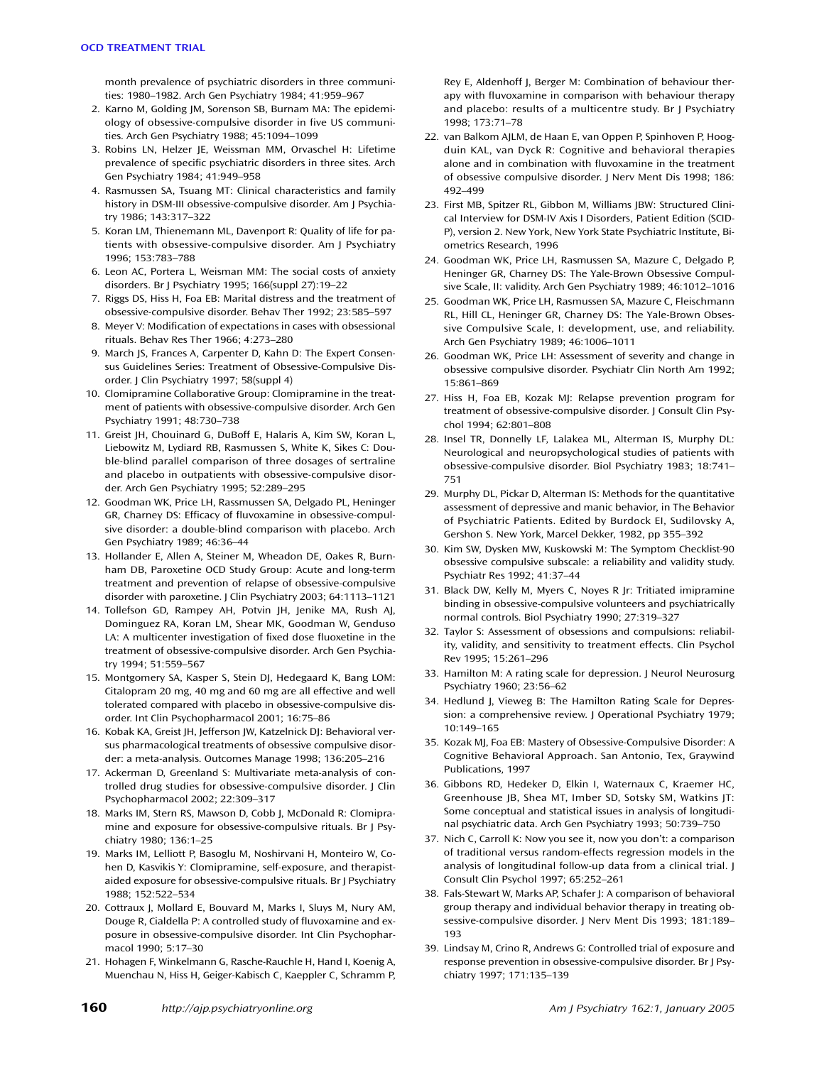month prevalence of psychiatric disorders in three communities: 1980–1982. Arch Gen Psychiatry 1984; 41:959–967

2. Karno M, Golding JM, Sorenson SB, Burnam MA: The epidemiology of obsessive-compulsive disorder in five US communities. Arch Gen Psychiatry 1988; 45:1094–1099
3. Robins LN, Helzer JE, Weissman MM, Orvaschel H: Lifetime prevalence of specific psychiatric disorders in three sites. Arch Gen Psychiatry 1984; 41:949–958
4. Rasmussen SA, Tsuang MT: Clinical characteristics and family history in DSM-III obsessive-compulsive disorder. Am J Psychiatry 1986; 143:317–322
5. Koran LM, Thienemann ML, Davenport R: Quality of life for patients with obsessive-compulsive disorder. Am J Psychiatry 1996; 153:783–788
6. Leon AC, Portera L, Weisman MM: The social costs of anxiety disorders. Br J Psychiatry 1995; 166(suppl 27):19–22
7. Riggs DS, Hiss H, Foa EB: Marital distress and the treatment of obsessive-compulsive disorder. Behav Ther 1992; 23:585–597
8. Meyer V: Modification of expectations in cases with obsessional rituals. Behav Res Ther 1966; 4:273–280
9. March JS, Frances A, Carpenter D, Kahn D: The Expert Consensus Guidelines Series: Treatment of Obsessive-Compulsive Disorder. J Clin Psychiatry 1997; 58(suppl 4)
10. Clomipramine Collaborative Group: Clomipramine in the treatment of patients with obsessive-compulsive disorder. Arch Gen Psychiatry 1991; 48:730–738
11. Greist JH, Chouinard G, DuBoff E, Halaris A, Kim SW, Koran L, Liebowitz M, Lydiard RB, Rasmussen S, White K, Sikes C: Double-blind parallel comparison of three dosages of sertraline and placebo in outpatients with obsessive-compulsive disorder. Arch Gen Psychiatry 1995; 52:289–295
12. Goodman WK, Price LH, Rasmussen SA, Delgado PL, Heninger GR, Charney DS: Efficacy of fluvoxamine in obsessive-compulsive disorder: a double-blind comparison with placebo. Arch Gen Psychiatry 1989; 46:36–44
13. Hollander E, Allen A, Steiner M, Wheadon DE, Oakes R, Burnham DB, Paroxetine OCD Study Group: Acute and long-term treatment and prevention of relapse of obsessive-compulsive disorder with paroxetine. J Clin Psychiatry 2003; 64:1113–1121
14. Tollefson GD, Rampey AH, Potvin JH, Jenike MA, Rush AJ, Dominguez RA, Koran LM, Shear MK, Goodman W, Genduso LA: A multicenter investigation of fixed dose fluoxetine in the treatment of obsessive-compulsive disorder. Arch Gen Psychiatry 1994; 51:559–567
15. Montgomery SA, Kasper S, Stein DJ, Hedegaard K, Bang LOM: Citalopram 20 mg, 40 mg and 60 mg are all effective and well tolerated compared with placebo in obsessive-compulsive disorder. Int Clin Psychopharmacol 2001; 16:75–86
16. Kobak KA, Greist JH, Jefferson JW, Katzelnick DJ: Behavioral versus pharmacological treatments of obsessive compulsive disorder: a meta-analysis. Outcomes Manage 1998; 136:205–216
17. Ackerman D, Greenland S: Multivariate meta-analysis of controlled drug studies for obsessive-compulsive disorder. J Clin Psychopharmacol 2002; 22:309–317
18. Marks IM, Stern RS, Mawson D, Cobb J, McDonald R: Clomipramine and exposure for obsessive-compulsive rituals. Br J Psychiatry 1980; 136:1–25
19. Marks IM, Lelliott P, Basoglu M, Noshirvani H, Monteiro W, Cohen D, Kasvikis Y: Clomipramine, self-exposure, and therapist-aided exposure for obsessive-compulsive rituals. Br J Psychiatry 1988; 152:522–534
20. Cottraux J, Mollard E, Bouvard M, Marks I, Sluys M, Nury AM, Douge R, Cialdella P: A controlled study of fluvoxamine and exposure in obsessive-compulsive disorder. Int Clin Psychopharmacol 1990; 5:17–30
21. Hohagen F, Winkelmann G, Rasche-Rauchle H, Hand I, Koenig A, Muenchau N, Hiss H, Geiger-Kabisch C, Kaeppler C, Schramm P, Rey E, Aldenhoff J, Berger M: Combination of behaviour therapy with fluvoxamine in comparison with behaviour therapy and placebo: results of a multicentre study. Br J Psychiatry 1998; 173:71–78
22. van Balkom AJLM, de Haan E, van Oppen P, Spinhoven P, Hoogduin KAL, van Dyck R: Cognitive and behavioral therapies alone and in combination with fluvoxamine in the treatment of obsessive compulsive disorder. J Nerv Ment Dis 1998; 186: 492–499
23. First MB, Spitzer RL, Gibbon M, Williams JBW: Structured Clinical Interview for DSM-IV Axis I Disorders, Patient Edition (SCID-P), version 2. New York, New York State Psychiatric Institute, Biometrics Research, 1996
24. Goodman WK, Price LH, Rasmussen SA, Mazure C, Delgado P, Heninger GR, Charney DS: The Yale-Brown Obsessive Compulsive Scale, II: validity. Arch Gen Psychiatry 1989; 46:1012–1016
25. Goodman WK, Price LH, Rasmussen SA, Mazure C, Fleischmann RL, Hill CL, Heninger GR, Charney DS: The Yale-Brown Obsessive Compulsive Scale, I: development, use, and reliability. Arch Gen Psychiatry 1989; 46:1006–1011
26. Goodman WK, Price LH: Assessment of severity and change in obsessive compulsive disorder. Psychiatr Clin North Am 1992; 15:861–869
27. Hiss H, Foa EB, Kozak MJ: Relapse prevention program for treatment of obsessive-compulsive disorder. J Consult Clin Psychol 1994; 62:801–808
28. Insel TR, Donnelly LF, Lalakea ML, Alterman IS, Murphy DL: Neurological and neuropsychological studies of patients with obsessive-compulsive disorder. Biol Psychiatry 1983; 18:741–751
29. Murphy DL, Pickar D, Alterman IS: Methods for the quantitative assessment of depressive and manic behavior, in The Behavior of Psychiatric Patients. Edited by Burdock EI, Sudilovsky A, Gershon S. New York, Marcel Dekker, 1982, pp 355–392
30. Kim SW, Dysken MW, Kuskowski M: The Symptom Checklist-90 obsessive compulsive subscale: a reliability and validity study. Psychiatr Res 1992; 41:37–44
31. Black DW, Kelly M, Myers C, Noyes R Jr: Tritiated imipramine binding in obsessive-compulsive volunteers and psychiatrically normal controls. Biol Psychiatry 1990; 27:319–327
32. Taylor S: Assessment of obsessions and compulsions: reliability, validity, and sensitivity to treatment effects. Clin Psychol Rev 1995; 15:261–296
33. Hamilton M: A rating scale for depression. J Neurol Neurosurg Psychiatry 1960; 23:56–62
34. Hedlund J, Vieweg B: The Hamilton Rating Scale for Depression: a comprehensive review. J Operational Psychiatry 1979; 10:149–165
35. Kozak MJ, Foa EB: Mastery of Obsessive-Compulsive Disorder: A Cognitive Behavioral Approach. San Antonio, Tex, Graywind Publications, 1997
36. Gibbons RD, Hedeker D, Elkin I, Waternaux C, Kraemer HC, Greenhouse JB, Shea MT, Imber SD, Sotsky SM, Watkins JT: Some conceptual and statistical issues in analysis of longitudinal psychiatric data. Arch Gen Psychiatry 1993; 50:739–750
37. Nich C, Carroll K: Now you see it, now you don't: a comparison of traditional versus random-effects regression models in the analysis of longitudinal follow-up data from a clinical trial. J Consult Clin Psychol 1997; 65:252–261
38. Fals-Stewart W, Marks AP, Schafer J: A comparison of behavioral group therapy and individual behavior therapy in treating obsessive-compulsive disorder. J Nerv Ment Dis 1993; 181:189–193
39. Lindsay M, Crino R, Andrews G: Controlled trial of exposure and response prevention in obsessive-compulsive disorder. Br J Psychiatry 1997; 171:135–139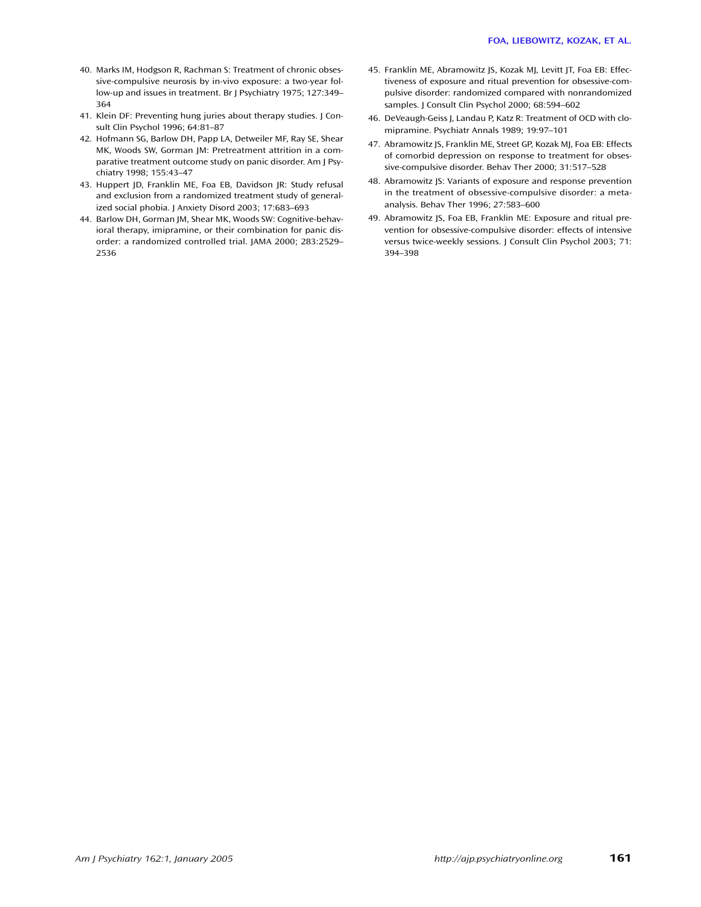40. Marks IM, Hodgson R, Rachman S: Treatment of chronic obsessive-compulsive neurosis by in-vivo exposure: a two-year follow-up and issues in treatment. Br J Psychiatry 1975; 127:349–364
41. Klein DF: Preventing hung juries about therapy studies. J Consult Clin Psychol 1996; 64:81–87
42. Hofmann SG, Barlow DH, Papp LA, Detweiler MF, Ray SE, Shear MK, Woods SW, Gorman JM: Pretreatment attrition in a comparative treatment outcome study on panic disorder. Am J Psychiatry 1998; 155:43–47
43. Huppert JD, Franklin ME, Foa EB, Davidson JR: Study refusal and exclusion from a randomized treatment study of generalized social phobia. J Anxiety Disord 2003; 17:683–693
44. Barlow DH, Gorman JM, Shear MK, Woods SW: Cognitive-behavioral therapy, imipramine, or their combination for panic disorder: a randomized controlled trial. JAMA 2000; 283:2529–2536
45. Franklin ME, Abramowitz JS, Kozak MJ, Levitt JT, Foa EB: Effectiveness of exposure and ritual prevention for obsessive-compulsive disorder: randomized compared with nonrandomized samples. J Consult Clin Psychol 2000; 68:594–602
46. DeVeaugh-Geiss J, Landau P, Katz R: Treatment of OCD with clomipramine. Psychiatr Annals 1989; 19:97–101
47. Abramowitz JS, Franklin ME, Street GP, Kozak MJ, Foa EB: Effects of comorbid depression on response to treatment for obsessive-compulsive disorder. Behav Ther 2000; 31:517–528
48. Abramowitz JS: Variants of exposure and response prevention in the treatment of obsessive-compulsive disorder: a meta-analysis. Behav Ther 1996; 27:583–600
49. Abramowitz JS, Foa EB, Franklin ME: Exposure and ritual prevention for obsessive-compulsive disorder: effects of intensive versus twice-weekly sessions. J Consult Clin Psychol 2003; 71: 394–398